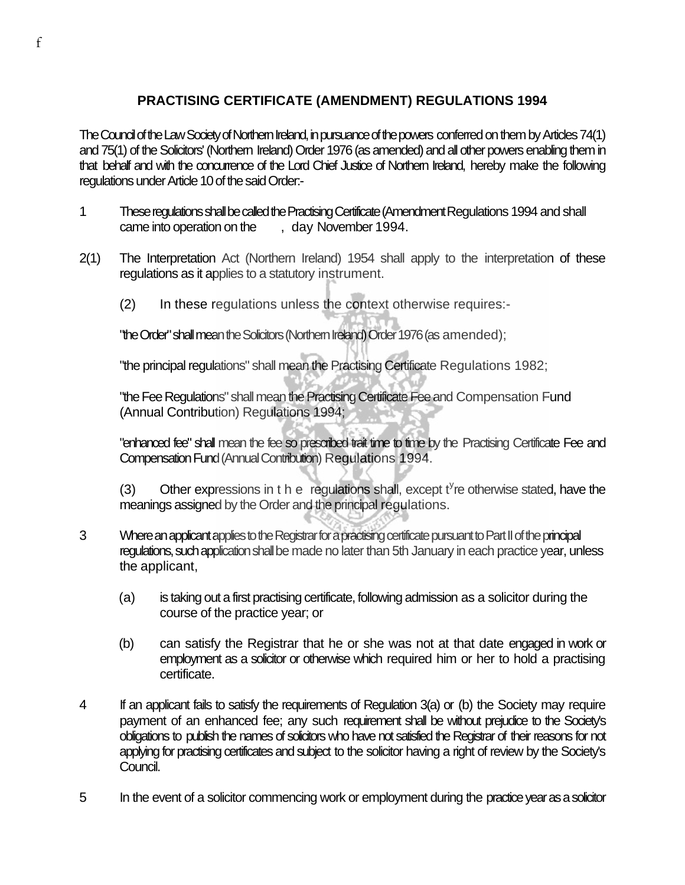f

# PRACTISING CERTIFICATE (AMENDMENT) REGULATIONS 1994

The Council of the Law Society of Northern Ireland, in pursuance of the powers conferred on them by Articles 74(1) and 75(1) of the Solicitors' (Northern Ireland) Order 1976 (as amended) and all other powers enabling them in that behalf and with the concurrence of the Lord Chief Justice of Northern Ireland, hereby make the following regulations under Article 10 of the said Order:-

1 These regulations shall be called the Practising Certificate (Amendment Regulations 1994 and shall came into operation on the , day November 1994.

2(1) The Interpretation Act (Northern Ireland) 1954 shall apply to the interpretation of these regulations as it applies to a statutory instrument.

(2) In these regulations unless the context otherwise requires:-

"the Order" shall mean the Solicitors (Northern Ireland) Order 1976 (as amended);

"the principal regulations" shall mean the Practising Certificate Regulations 1982;

"the Fee Regulations" shall mean the Practising Certificate Fee and Compensation Fund (Annual Contribution) Regulations 1994;

"enhanced fee" shall mean the fee so prescribed trait time to time by the Practising Certificate Fee and Compensation Fund (Annual Contribution) Regulations 1994.

(3) Other expressions in the regulations shall, except t'ere otherwise stated, have the meanings assigned by the Order and the principal regulations.

3 Where an applicant applies to the Registrar for a practising certificate pursuant to Part II of the principal regulations, such application shall be made no later than 5th January in each practice year, unless the applicant,

(a) is taking out a first practising certificate, following admission as a solicitor during the course of the practice year; or

(b) can satisfy the Registrar that he or she was not at that date engaged in work or employment as a solicitor or otherwise which required him or her to hold a practising certificate.

4 If an applicant fails to satisfy the requirements of Regulation 3(a) or (b) the Society may require payment of an enhanced fee; any such requirement shall be without prejudice to the Society's obligations to publish the names of solicitors who have not satisfied the Registrar of their reasons for not applying for practising certificates and subject to the solicitor having a right of review by the Society's Council.

5 In the event of a solicitor commencing work or employment during the practice year as a solicitor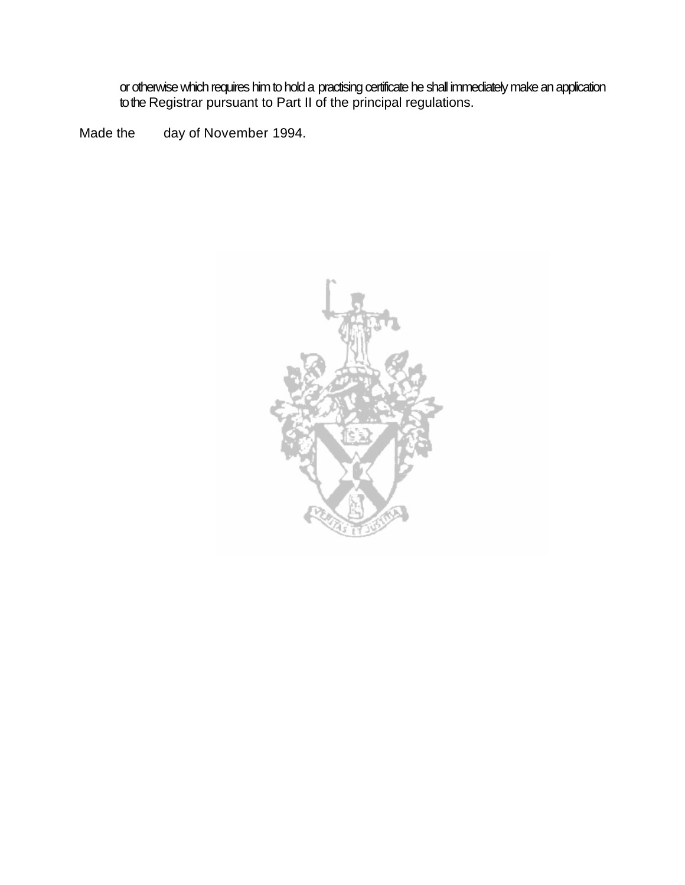or otherwise which requires him to hold a practising certificate he shall immediately make an application to the Registrar pursuant to Part II of the principal regulations.

Made the day of November 1994.